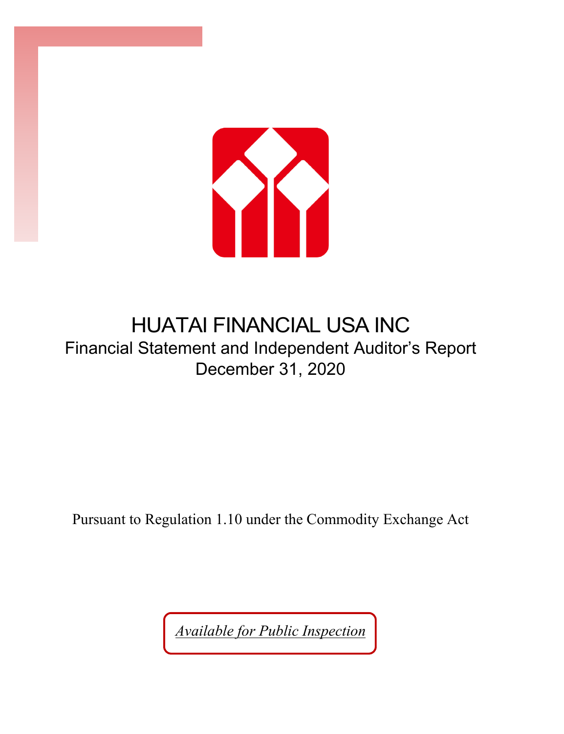# HUATAI FINANCIAL USA INC

## Financial Statement and Independent Auditor's Report

## December 31, 2020

Pursuant to Regulation 1.10 under the Commodity Exchange Act

*Available for Public Inspection*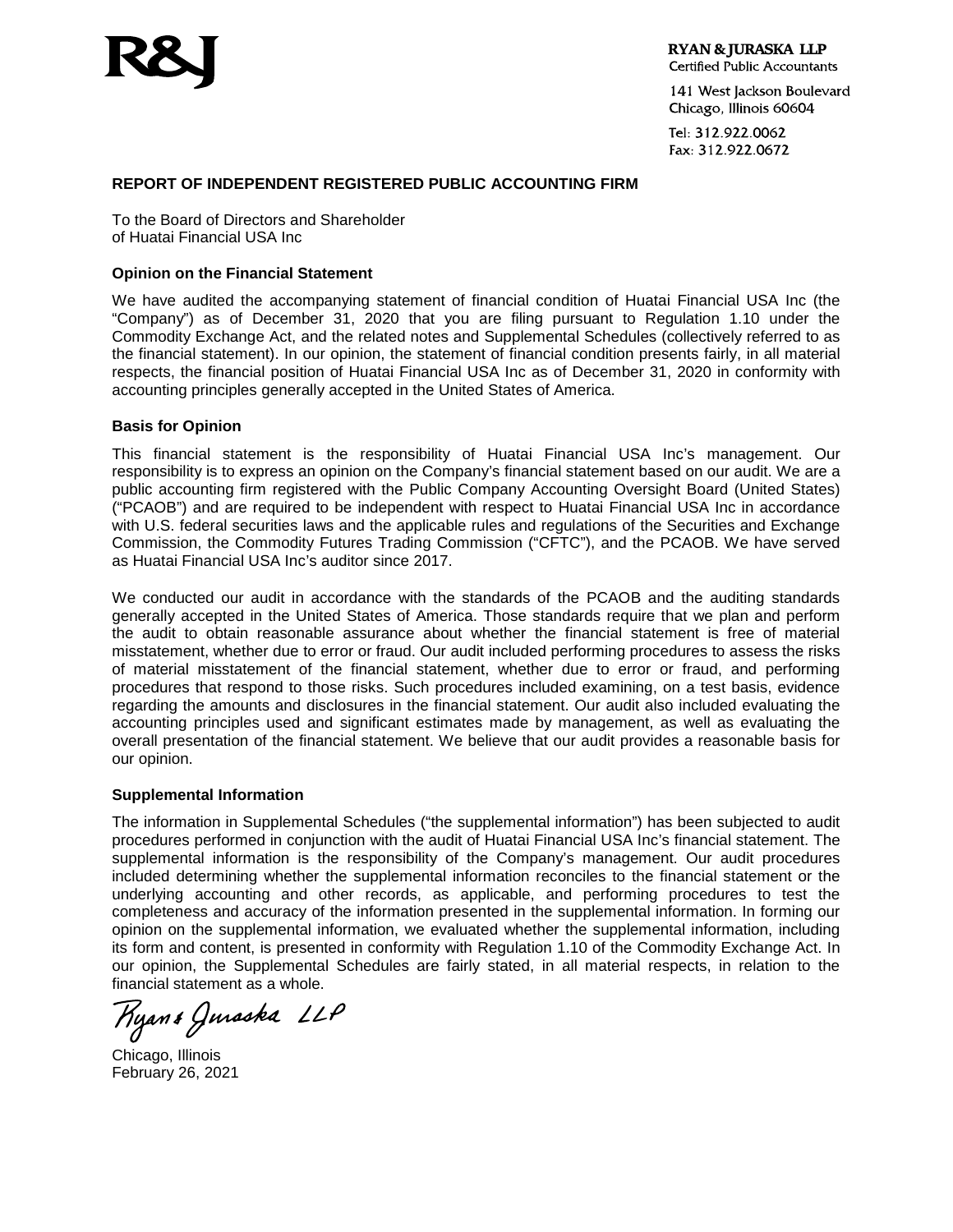**RYAN & JURASKA LLP**
Certified Public Accountants

141 West Jackson Boulevard
Chicago, Illinois 60604

Tel: 312.922.0062
Fax: 312.922.0672

## REPORT OF INDEPENDENT REGISTERED PUBLIC ACCOUNTING FIRM

To the Board of Directors and Shareholder
of Huatai Financial USA Inc

### Opinion on the Financial Statement

We have audited the accompanying statement of financial condition of Huatai Financial USA Inc (the "Company") as of December 31, 2020 that you are filing pursuant to Regulation 1.10 under the Commodity Exchange Act, and the related notes and Supplemental Schedules (collectively referred to as the financial statement). In our opinion, the statement of financial condition presents fairly, in all material respects, the financial position of Huatai Financial USA Inc as of December 31, 2020 in conformity with accounting principles generally accepted in the United States of America.

### Basis for Opinion

This financial statement is the responsibility of Huatai Financial USA Inc's management. Our responsibility is to express an opinion on the Company's financial statement based on our audit. We are a public accounting firm registered with the Public Company Accounting Oversight Board (United States) ("PCAOB") and are required to be independent with respect to Huatai Financial USA Inc in accordance with U.S. federal securities laws and the applicable rules and regulations of the Securities and Exchange Commission, the Commodity Futures Trading Commission ("CFTC"), and the PCAOB. We have served as Huatai Financial USA Inc's auditor since 2017.

We conducted our audit in accordance with the standards of the PCAOB and the auditing standards generally accepted in the United States of America. Those standards require that we plan and perform the audit to obtain reasonable assurance about whether the financial statement is free of material misstatement, whether due to error or fraud. Our audit included performing procedures to assess the risks of material misstatement of the financial statement, whether due to error or fraud, and performing procedures that respond to those risks. Such procedures included examining, on a test basis, evidence regarding the amounts and disclosures in the financial statement. Our audit also included evaluating the accounting principles used and significant estimates made by management, as well as evaluating the overall presentation of the financial statement. We believe that our audit provides a reasonable basis for our opinion.

### Supplemental Information

The information in Supplemental Schedules ("the supplemental information") has been subjected to audit procedures performed in conjunction with the audit of Huatai Financial USA Inc's financial statement. The supplemental information is the responsibility of the Company's management. Our audit procedures included determining whether the supplemental information reconciles to the financial statement or the underlying accounting and other records, as applicable, and performing procedures to test the completeness and accuracy of the information presented in the supplemental information. In forming our opinion on the supplemental information, we evaluated whether the supplemental information, including its form and content, is presented in conformity with Regulation 1.10 of the Commodity Exchange Act. In our opinion, the Supplemental Schedules are fairly stated, in all material respects, in relation to the financial statement as a whole.

Ryan & Juraska LLP

Chicago, Illinois
February 26, 2021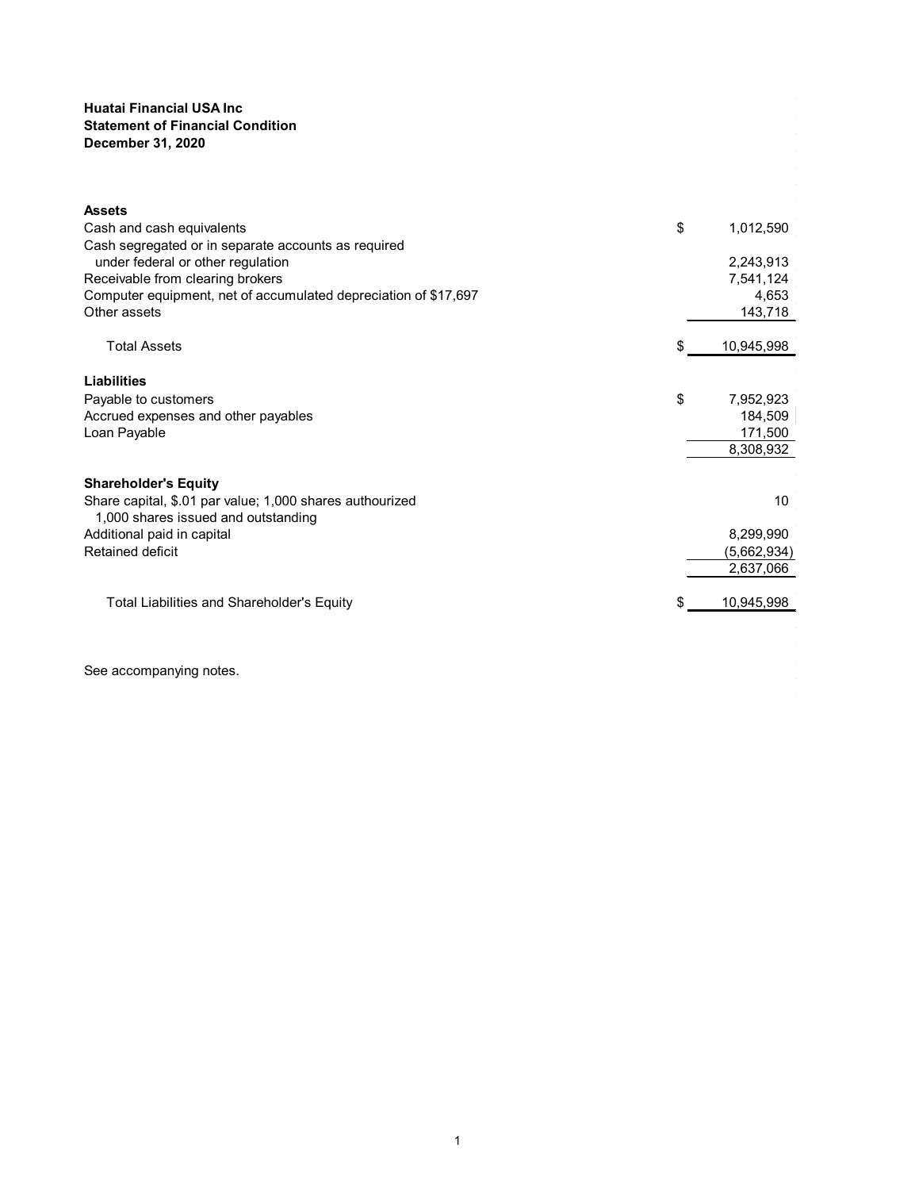**Huatai Financial USA Inc**
**Statement of Financial Condition**
**December 31, 2020**

| | |
|---|---|
| **Assets** | |
| Cash and cash equivalents | $ 1,012,590 |
| Cash segregated or in separate accounts as required under federal or other regulation | 2,243,913 |
| Receivable from clearing brokers | 7,541,124 |
| Computer equipment, net of accumulated depreciation of $17,697 | 4,653 |
| Other assets | 143,718 |
| Total Assets | $ 10,945,998 |
| **Liabilities** | |
| Payable to customers | $ 7,952,923 |
| Accrued expenses and other payables | 184,509 |
| Loan Payable | 171,500 |
| | 8,308,932 |
| **Shareholder's Equity** | |
| Share capital, $.01 par value; 1,000 shares authourized 1,000 shares issued and outstanding | 10 |
| Additional paid in capital | 8,299,990 |
| Retained deficit | (5,662,934) |
| | 2,637,066 |
| Total Liabilities and Shareholder's Equity | $ 10,945,998 |

See accompanying notes.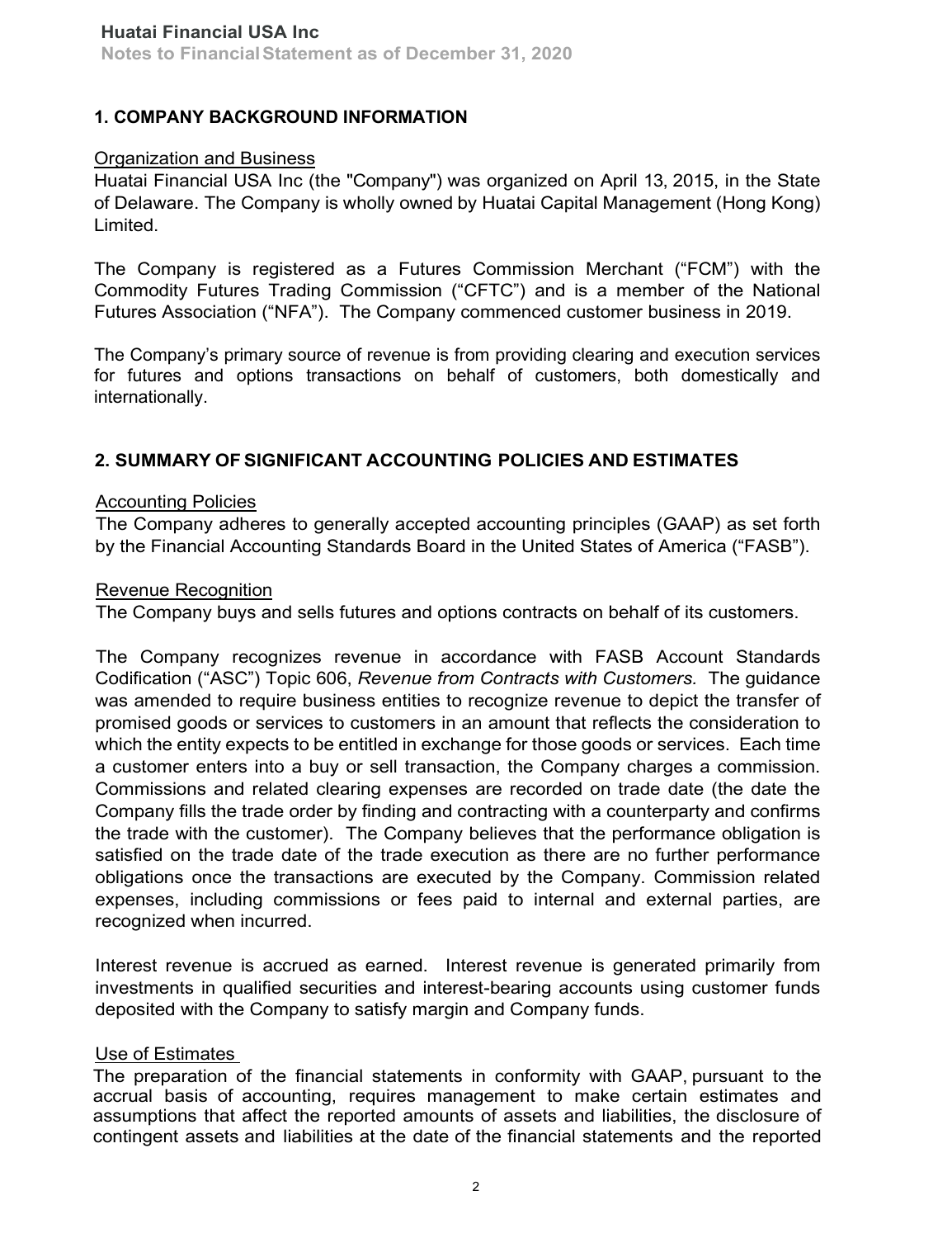## 1. COMPANY BACKGROUND INFORMATION

Organization and Business

Huatai Financial USA Inc (the "Company") was organized on April 13, 2015, in the State of Delaware. The Company is wholly owned by Huatai Capital Management (Hong Kong) Limited.

The Company is registered as a Futures Commission Merchant ("FCM") with the Commodity Futures Trading Commission ("CFTC") and is a member of the National Futures Association ("NFA"). The Company commenced customer business in 2019.

The Company's primary source of revenue is from providing clearing and execution services for futures and options transactions on behalf of customers, both domestically and internationally.

## 2. SUMMARY OF SIGNIFICANT ACCOUNTING POLICIES AND ESTIMATES

Accounting Policies

The Company adheres to generally accepted accounting principles (GAAP) as set forth by the Financial Accounting Standards Board in the United States of America ("FASB").

Revenue Recognition

The Company buys and sells futures and options contracts on behalf of its customers.

The Company recognizes revenue in accordance with FASB Account Standards Codification ("ASC") Topic 606, *Revenue from Contracts with Customers.* The guidance was amended to require business entities to recognize revenue to depict the transfer of promised goods or services to customers in an amount that reflects the consideration to which the entity expects to be entitled in exchange for those goods or services. Each time a customer enters into a buy or sell transaction, the Company charges a commission. Commissions and related clearing expenses are recorded on trade date (the date the Company fills the trade order by finding and contracting with a counterparty and confirms the trade with the customer). The Company believes that the performance obligation is satisfied on the trade date of the trade execution as there are no further performance obligations once the transactions are executed by the Company. Commission related expenses, including commissions or fees paid to internal and external parties, are recognized when incurred.

Interest revenue is accrued as earned. Interest revenue is generated primarily from investments in qualified securities and interest-bearing accounts using customer funds deposited with the Company to satisfy margin and Company funds.

Use of Estimates

The preparation of the financial statements in conformity with GAAP, pursuant to the accrual basis of accounting, requires management to make certain estimates and assumptions that affect the reported amounts of assets and liabilities, the disclosure of contingent assets and liabilities at the date of the financial statements and the reported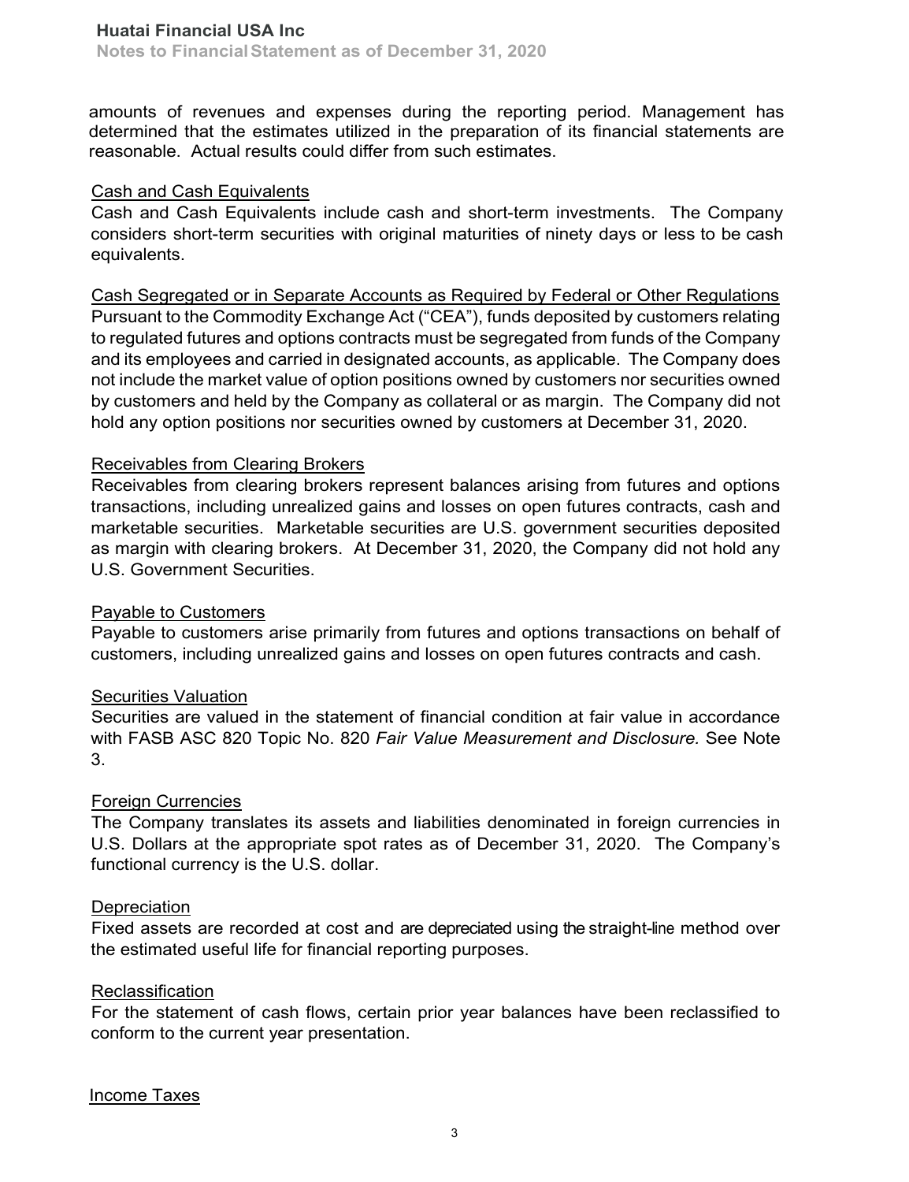amounts of revenues and expenses during the reporting period. Management has determined that the estimates utilized in the preparation of its financial statements are reasonable. Actual results could differ from such estimates.

Cash and Cash Equivalents

Cash and Cash Equivalents include cash and short-term investments. The Company considers short-term securities with original maturities of ninety days or less to be cash equivalents.

Cash Segregated or in Separate Accounts as Required by Federal or Other Regulations

Pursuant to the Commodity Exchange Act ("CEA"), funds deposited by customers relating to regulated futures and options contracts must be segregated from funds of the Company and its employees and carried in designated accounts, as applicable. The Company does not include the market value of option positions owned by customers nor securities owned by customers and held by the Company as collateral or as margin. The Company did not hold any option positions nor securities owned by customers at December 31, 2020.

Receivables from Clearing Brokers

Receivables from clearing brokers represent balances arising from futures and options transactions, including unrealized gains and losses on open futures contracts, cash and marketable securities. Marketable securities are U.S. government securities deposited as margin with clearing brokers. At December 31, 2020, the Company did not hold any U.S. Government Securities.

Payable to Customers

Payable to customers arise primarily from futures and options transactions on behalf of customers, including unrealized gains and losses on open futures contracts and cash.

Securities Valuation

Securities are valued in the statement of financial condition at fair value in accordance with FASB ASC 820 Topic No. 820 *Fair Value Measurement and Disclosure.* See Note 3.

Foreign Currencies

The Company translates its assets and liabilities denominated in foreign currencies in U.S. Dollars at the appropriate spot rates as of December 31, 2020. The Company's functional currency is the U.S. dollar.

Depreciation

Fixed assets are recorded at cost and are depreciated using the straight-line method over the estimated useful life for financial reporting purposes.

Reclassification

For the statement of cash flows, certain prior year balances have been reclassified to conform to the current year presentation.

Income Taxes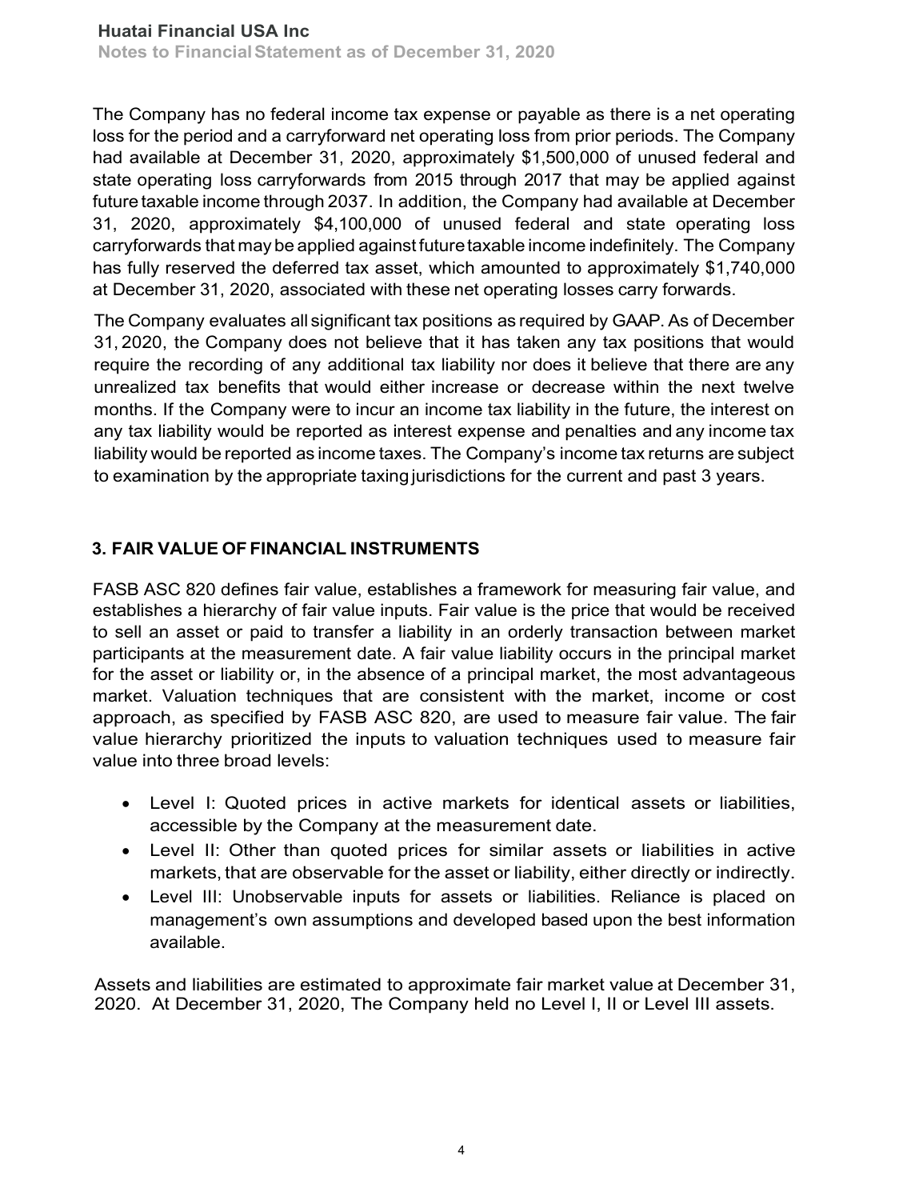The Company has no federal income tax expense or payable as there is a net operating loss for the period and a carryforward net operating loss from prior periods. The Company had available at December 31, 2020, approximately $1,500,000 of unused federal and state operating loss carryforwards from 2015 through 2017 that may be applied against future taxable income through 2037. In addition, the Company had available at December 31, 2020, approximately $4,100,000 of unused federal and state operating loss carryforwards that may be applied against future taxable income indefinitely. The Company has fully reserved the deferred tax asset, which amounted to approximately $1,740,000 at December 31, 2020, associated with these net operating losses carry forwards.

The Company evaluates all significant tax positions as required by GAAP. As of December 31, 2020, the Company does not believe that it has taken any tax positions that would require the recording of any additional tax liability nor does it believe that there are any unrealized tax benefits that would either increase or decrease within the next twelve months. If the Company were to incur an income tax liability in the future, the interest on any tax liability would be reported as interest expense and penalties and any income tax liability would be reported as income taxes. The Company's income tax returns are subject to examination by the appropriate taxing jurisdictions for the current and past 3 years.

## 3. FAIR VALUE OF FINANCIAL INSTRUMENTS

FASB ASC 820 defines fair value, establishes a framework for measuring fair value, and establishes a hierarchy of fair value inputs. Fair value is the price that would be received to sell an asset or paid to transfer a liability in an orderly transaction between market participants at the measurement date. A fair value liability occurs in the principal market for the asset or liability or, in the absence of a principal market, the most advantageous market. Valuation techniques that are consistent with the market, income or cost approach, as specified by FASB ASC 820, are used to measure fair value. The fair value hierarchy prioritized the inputs to valuation techniques used to measure fair value into three broad levels:

- Level I: Quoted prices in active markets for identical assets or liabilities, accessible by the Company at the measurement date.
- Level II: Other than quoted prices for similar assets or liabilities in active markets, that are observable for the asset or liability, either directly or indirectly.
- Level III: Unobservable inputs for assets or liabilities. Reliance is placed on management's own assumptions and developed based upon the best information available.

Assets and liabilities are estimated to approximate fair market value at December 31, 2020. At December 31, 2020, The Company held no Level I, II or Level III assets.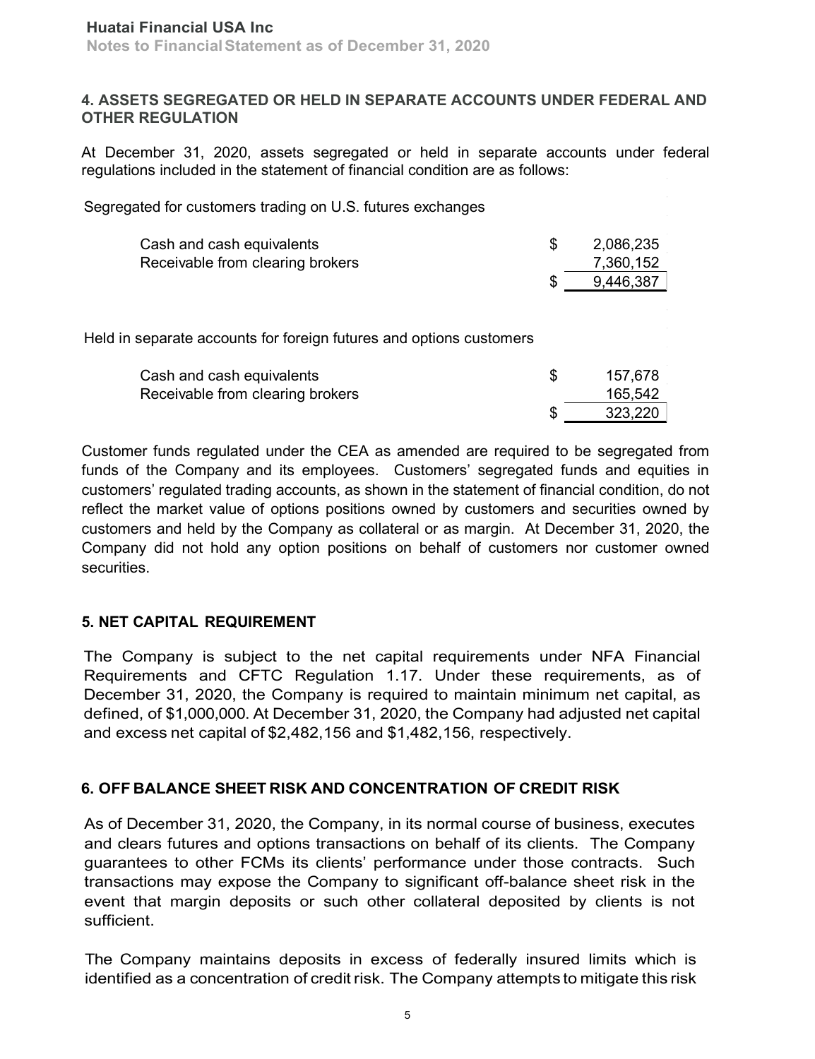## 4. ASSETS SEGREGATED OR HELD IN SEPARATE ACCOUNTS UNDER FEDERAL AND OTHER REGULATION

At December 31, 2020, assets segregated or held in separate accounts under federal regulations included in the statement of financial condition are as follows:

| Segregated for customers trading on U.S. futures exchanges | | |
|---|---|---|
| Cash and cash equivalents | $ | 2,086,235 |
| Receivable from clearing brokers | | 7,360,152 |
| | $ | 9,446,387 |

| Held in separate accounts for foreign futures and options customers | | |
|---|---|---|
| Cash and cash equivalents | $ | 157,678 |
| Receivable from clearing brokers | | 165,542 |
| | $ | 323,220 |

Customer funds regulated under the CEA as amended are required to be segregated from funds of the Company and its employees. Customers' segregated funds and equities in customers' regulated trading accounts, as shown in the statement of financial condition, do not reflect the market value of options positions owned by customers and securities owned by customers and held by the Company as collateral or as margin. At December 31, 2020, the Company did not hold any option positions on behalf of customers nor customer owned securities.

## 5. NET CAPITAL REQUIREMENT

The Company is subject to the net capital requirements under NFA Financial Requirements and CFTC Regulation 1.17. Under these requirements, as of December 31, 2020, the Company is required to maintain minimum net capital, as defined, of $1,000,000. At December 31, 2020, the Company had adjusted net capital and excess net capital of $2,482,156 and $1,482,156, respectively.

## 6. OFF BALANCE SHEET RISK AND CONCENTRATION OF CREDIT RISK

As of December 31, 2020, the Company, in its normal course of business, executes and clears futures and options transactions on behalf of its clients. The Company guarantees to other FCMs its clients' performance under those contracts. Such transactions may expose the Company to significant off-balance sheet risk in the event that margin deposits or such other collateral deposited by clients is not sufficient.

The Company maintains deposits in excess of federally insured limits which is identified as a concentration of credit risk. The Company attempts to mitigate this risk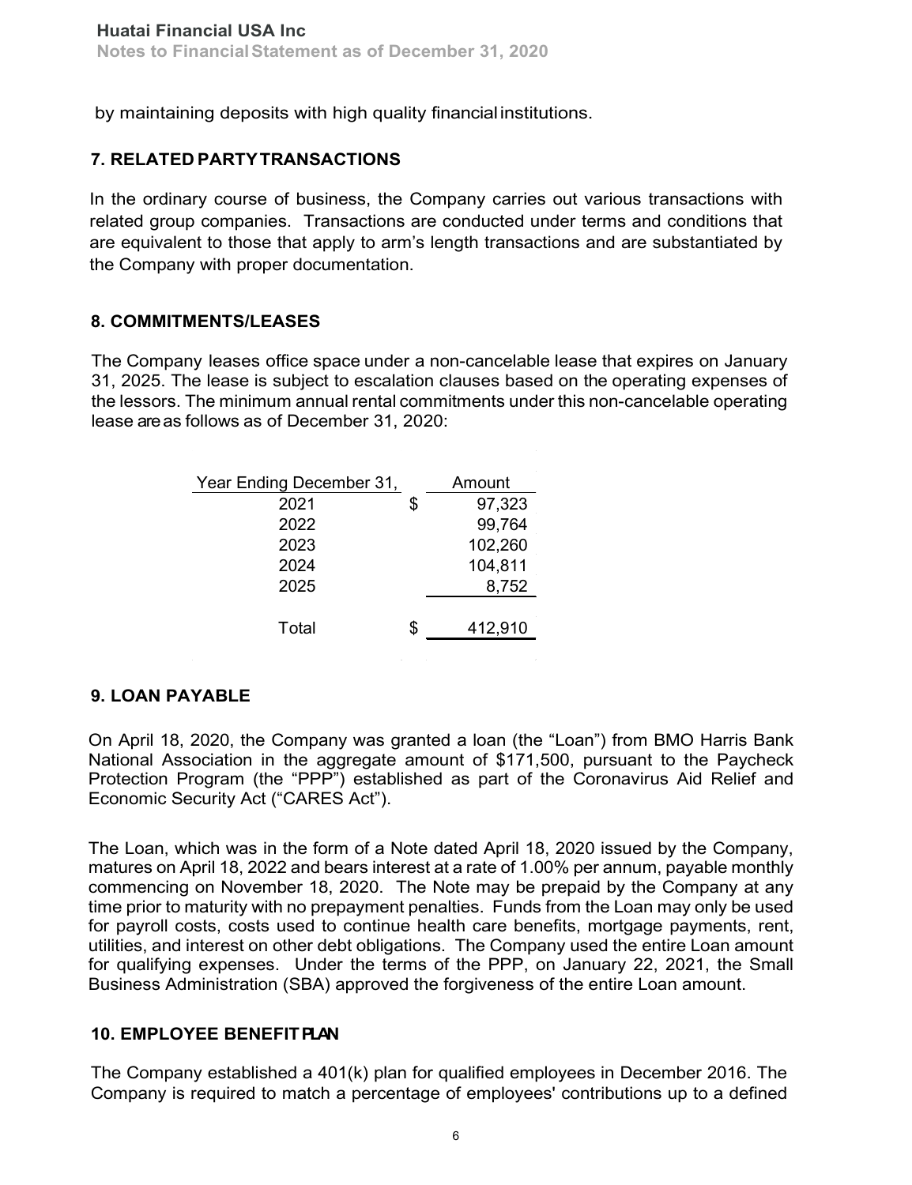by maintaining deposits with high quality financial institutions.

## 7. RELATED PARTY TRANSACTIONS

In the ordinary course of business, the Company carries out various transactions with related group companies. Transactions are conducted under terms and conditions that are equivalent to those that apply to arm's length transactions and are substantiated by the Company with proper documentation.

## 8. COMMITMENTS/LEASES

The Company leases office space under a non-cancelable lease that expires on January 31, 2025. The lease is subject to escalation clauses based on the operating expenses of the lessors. The minimum annual rental commitments under this non-cancelable operating lease are as follows as of December 31, 2020:

| Year Ending December 31, | | Amount |
|---|---|---|
| 2021 | $ | 97,323 |
| 2022 | | 99,764 |
| 2023 | | 102,260 |
| 2024 | | 104,811 |
| 2025 | | 8,752 |
| Total | $ | 412,910 |

## 9. LOAN PAYABLE

On April 18, 2020, the Company was granted a loan (the "Loan") from BMO Harris Bank National Association in the aggregate amount of $171,500, pursuant to the Paycheck Protection Program (the "PPP") established as part of the Coronavirus Aid Relief and Economic Security Act ("CARES Act").

The Loan, which was in the form of a Note dated April 18, 2020 issued by the Company, matures on April 18, 2022 and bears interest at a rate of 1.00% per annum, payable monthly commencing on November 18, 2020. The Note may be prepaid by the Company at any time prior to maturity with no prepayment penalties. Funds from the Loan may only be used for payroll costs, costs used to continue health care benefits, mortgage payments, rent, utilities, and interest on other debt obligations. The Company used the entire Loan amount for qualifying expenses. Under the terms of the PPP, on January 22, 2021, the Small Business Administration (SBA) approved the forgiveness of the entire Loan amount.

## 10. EMPLOYEE BENEFIT PLAN

The Company established a 401(k) plan for qualified employees in December 2016. The Company is required to match a percentage of employees' contributions up to a defined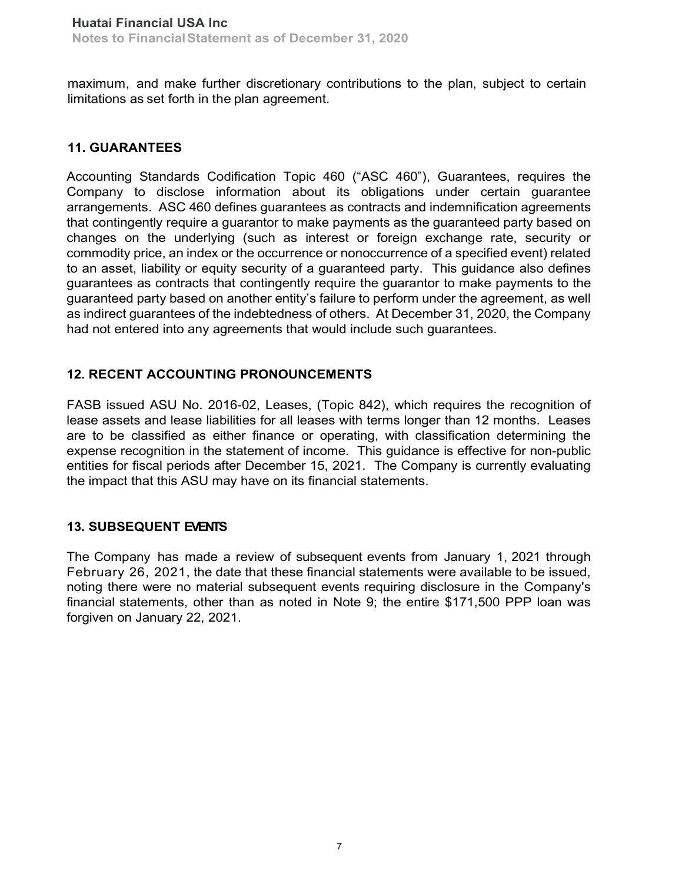maximum, and make further discretionary contributions to the plan, subject to certain limitations as set forth in the plan agreement.

## 11. GUARANTEES

Accounting Standards Codification Topic 460 ("ASC 460"), Guarantees, requires the Company to disclose information about its obligations under certain guarantee arrangements. ASC 460 defines guarantees as contracts and indemnification agreements that contingently require a guarantor to make payments as the guaranteed party based on changes on the underlying (such as interest or foreign exchange rate, security or commodity price, an index or the occurrence or nonoccurrence of a specified event) related to an asset, liability or equity security of a guaranteed party. This guidance also defines guarantees as contracts that contingently require the guarantor to make payments to the guaranteed party based on another entity's failure to perform under the agreement, as well as indirect guarantees of the indebtedness of others. At December 31, 2020, the Company had not entered into any agreements that would include such guarantees.

## 12. RECENT ACCOUNTING PRONOUNCEMENTS

FASB issued ASU No. 2016-02, Leases, (Topic 842), which requires the recognition of lease assets and lease liabilities for all leases with terms longer than 12 months. Leases are to be classified as either finance or operating, with classification determining the expense recognition in the statement of income. This guidance is effective for non-public entities for fiscal periods after December 15, 2021. The Company is currently evaluating the impact that this ASU may have on its financial statements.

## 13. SUBSEQUENT EVENTS

The Company has made a review of subsequent events from January 1, 2021 through February 26, 2021, the date that these financial statements were available to be issued, noting there were no material subsequent events requiring disclosure in the Company's financial statements, other than as noted in Note 9; the entire $171,500 PPP loan was forgiven on January 22, 2021.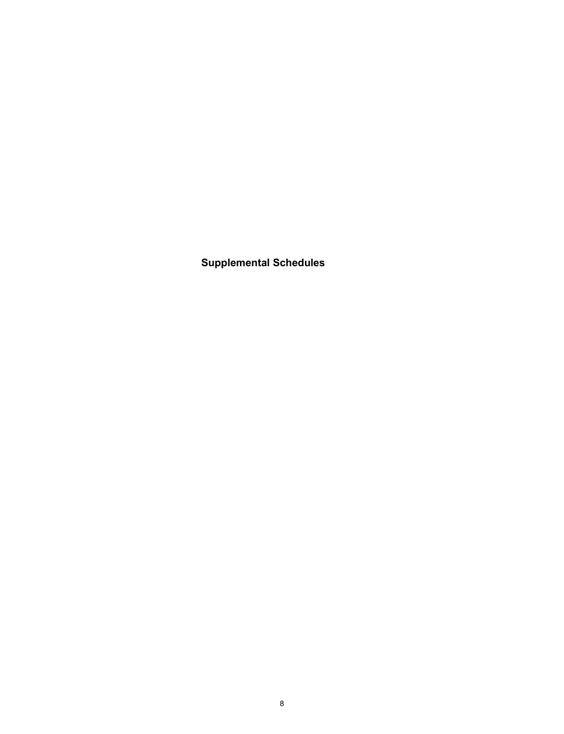## Supplemental Schedules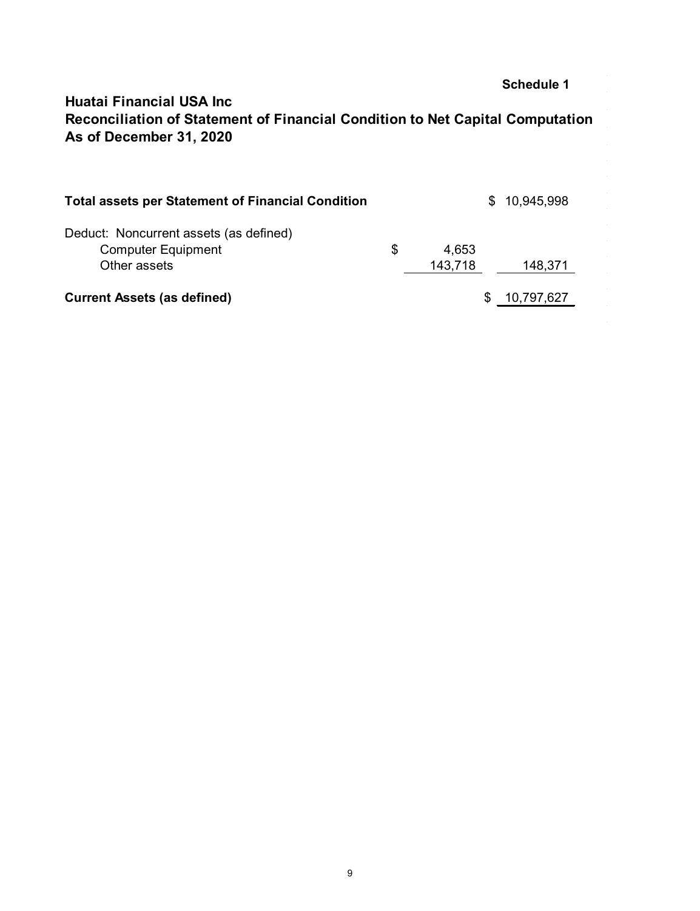**Schedule 1**

# Huatai Financial USA Inc
## Reconciliation of Statement of Financial Condition to Net Capital Computation
## As of December 31, 2020

| | | |
|---|---|---|
| **Total assets per Statement of Financial Condition** | | $ 10,945,998 |
| Deduct: Noncurrent assets (as defined) | | |
| Computer Equipment | $ 4,653 | |
| Other assets | 143,718 | 148,371 |
| **Current Assets (as defined)** | | $ 10,797,627 |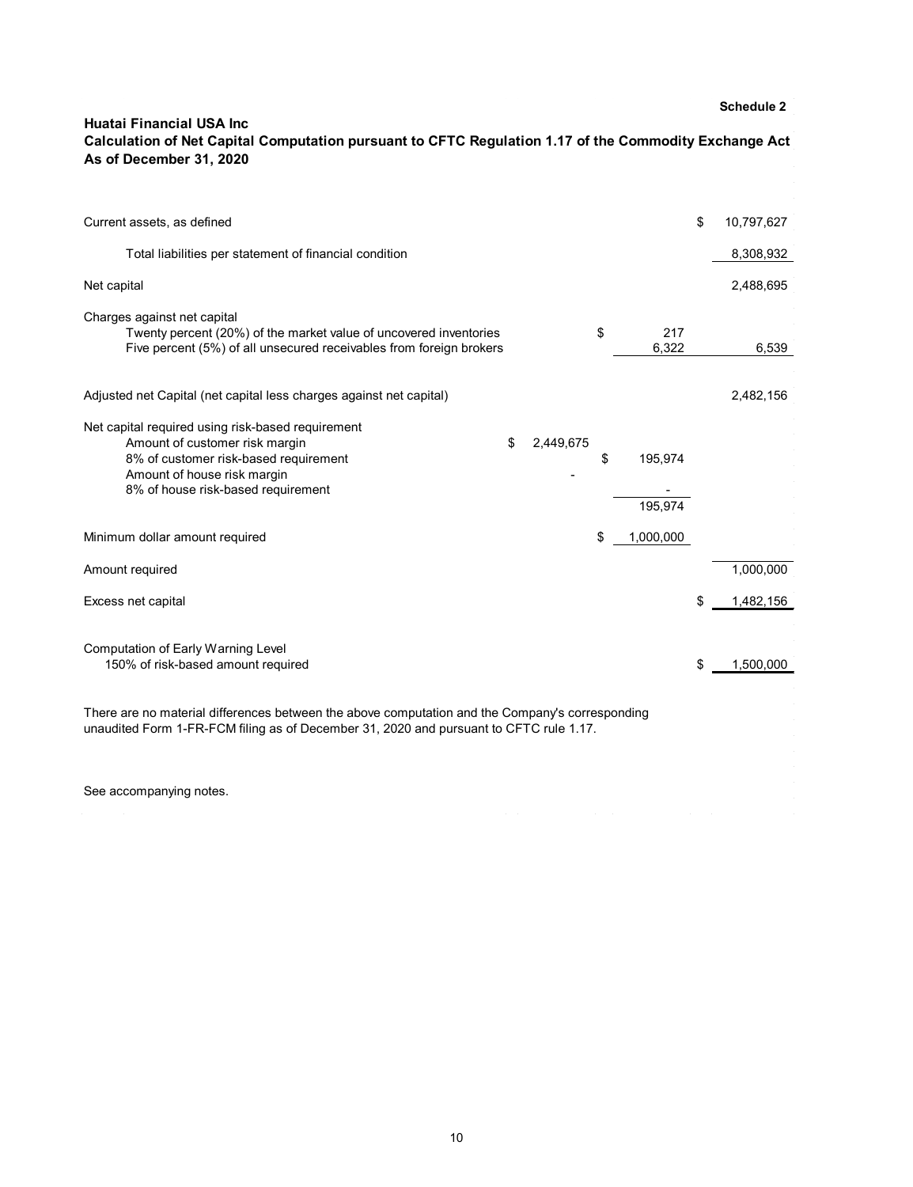Schedule 2

**Huatai Financial USA Inc**
**Calculation of Net Capital Computation pursuant to CFTC Regulation 1.17 of the Commodity Exchange Act**
**As of December 31, 2020**

| | | | |
|---|---|---|---|
| Current assets, as defined | | | $ 10,797,627 |
| Total liabilities per statement of financial condition | | | 8,308,932 |
| Net capital | | | 2,488,695 |
| Charges against net capital | | | |
| Twenty percent (20%) of the market value of uncovered inventories | | $ 217 | |
| Five percent (5%) of all unsecured receivables from foreign brokers | | 6,322 | 6,539 |
| Adjusted net Capital (net capital less charges against net capital) | | | 2,482,156 |
| Net capital required using risk-based requirement | | | |
| Amount of customer risk margin | $ 2,449,675 | | |
| 8% of customer risk-based requirement | | $ 195,974 | |
| Amount of house risk margin | - | | |
| 8% of house risk-based requirement | | - | |
| | | 195,974 | |
| Minimum dollar amount required | | $ 1,000,000 | |
| Amount required | | | 1,000,000 |
| Excess net capital | | | $ 1,482,156 |
| Computation of Early Warning Level | | | |
| 150% of risk-based amount required | | | $ 1,500,000 |

There are no material differences between the above computation and the Company's corresponding unaudited Form 1-FR-FCM filing as of December 31, 2020 and pursuant to CFTC rule 1.17.

See accompanying notes.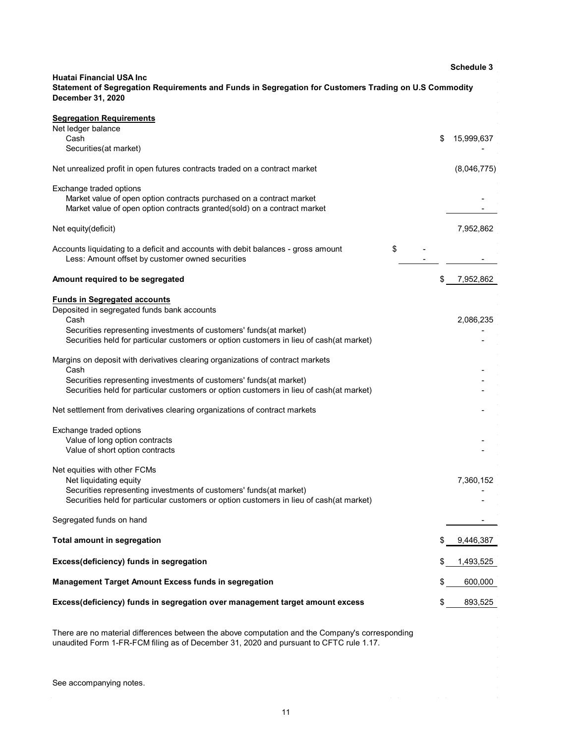Schedule 3

**Huatai Financial USA Inc**
**Statement of Segregation Requirements and Funds in Segregation for Customers Trading on U.S Commodity**
**December 31, 2020**

| | | |
|---|---|---|
| **Segregation Requirements** | | |
| Net ledger balance | | |
| Cash | | $ 15,999,637 |
| Securities(at market) | | - |
| Net unrealized profit in open futures contracts traded on a contract market | | (8,046,775) |
| Exchange traded options | | |
| Market value of open option contracts purchased on a contract market | | - |
| Market value of open option contracts granted(sold) on a contract market | | - |
| Net equity(deficit) | | 7,952,862 |
| Accounts liquidating to a deficit and accounts with debit balances - gross amount | $ - | |
| Less: Amount offset by customer owned securities | - | - |
| **Amount required to be segregated** | | $ 7,952,862 |
| **Funds in Segregated accounts** | | |
| Deposited in segregated funds bank accounts | | |
| Cash | | 2,086,235 |
| Securities representing investments of customers' funds(at market) | | - |
| Securities held for particular customers or option customers in lieu of cash(at market) | | - |
| Margins on deposit with derivatives clearing organizations of contract markets | | |
| Cash | | - |
| Securities representing investments of customers' funds(at market) | | - |
| Securities held for particular customers or option customers in lieu of cash(at market) | | - |
| Net settlement from derivatives clearing organizations of contract markets | | - |
| Exchange traded options | | |
| Value of long option contracts | | - |
| Value of short option contracts | | - |
| Net equities with other FCMs | | |
| Net liquidating equity | | 7,360,152 |
| Securities representing investments of customers' funds(at market) | | - |
| Securities held for particular customers or option customers in lieu of cash(at market) | | - |
| Segregated funds on hand | | - |
| **Total amount in segregation** | | $ 9,446,387 |
| **Excess(deficiency) funds in segregation** | | $ 1,493,525 |
| **Management Target Amount Excess funds in segregation** | | $ 600,000 |
| **Excess(deficiency) funds in segregation over management target amount excess** | | $ 893,525 |

There are no material differences between the above computation and the Company's corresponding unaudited Form 1-FR-FCM filing as of December 31, 2020 and pursuant to CFTC rule 1.17.

See accompanying notes.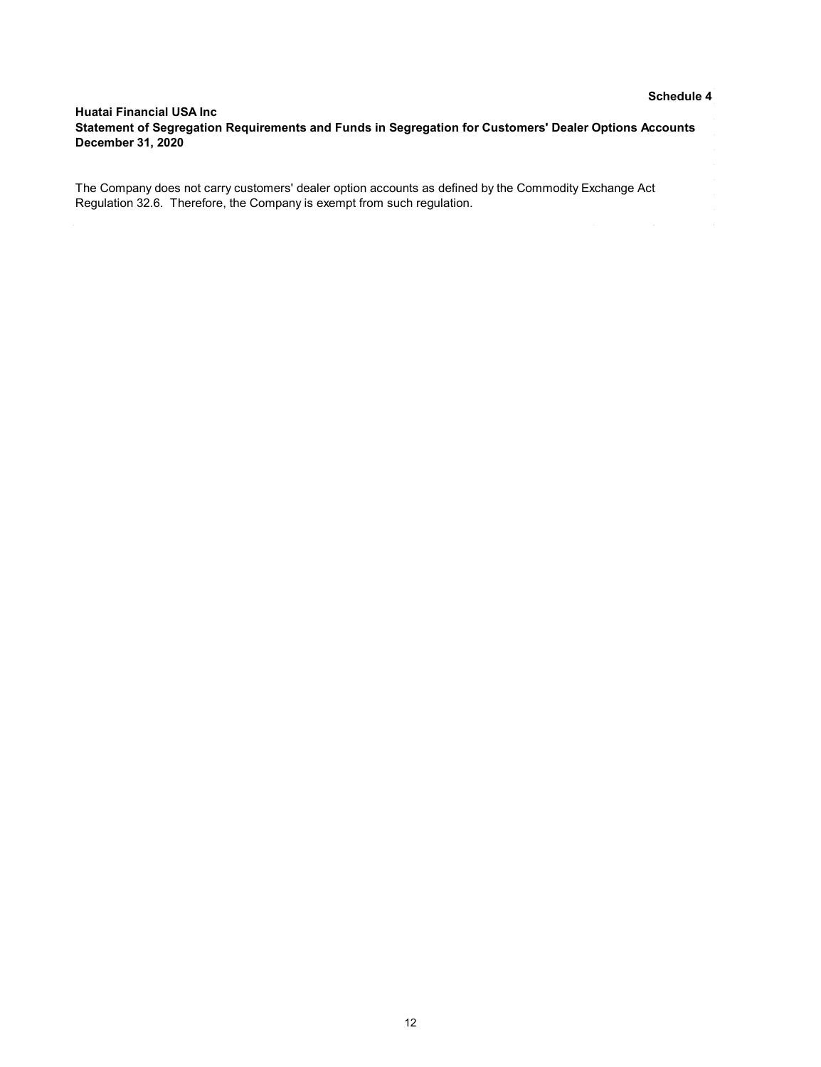**Schedule 4**

**Huatai Financial USA Inc**
**Statement of Segregation Requirements and Funds in Segregation for Customers' Dealer Options Accounts**
**December 31, 2020**

The Company does not carry customers' dealer option accounts as defined by the Commodity Exchange Act Regulation 32.6. Therefore, the Company is exempt from such regulation.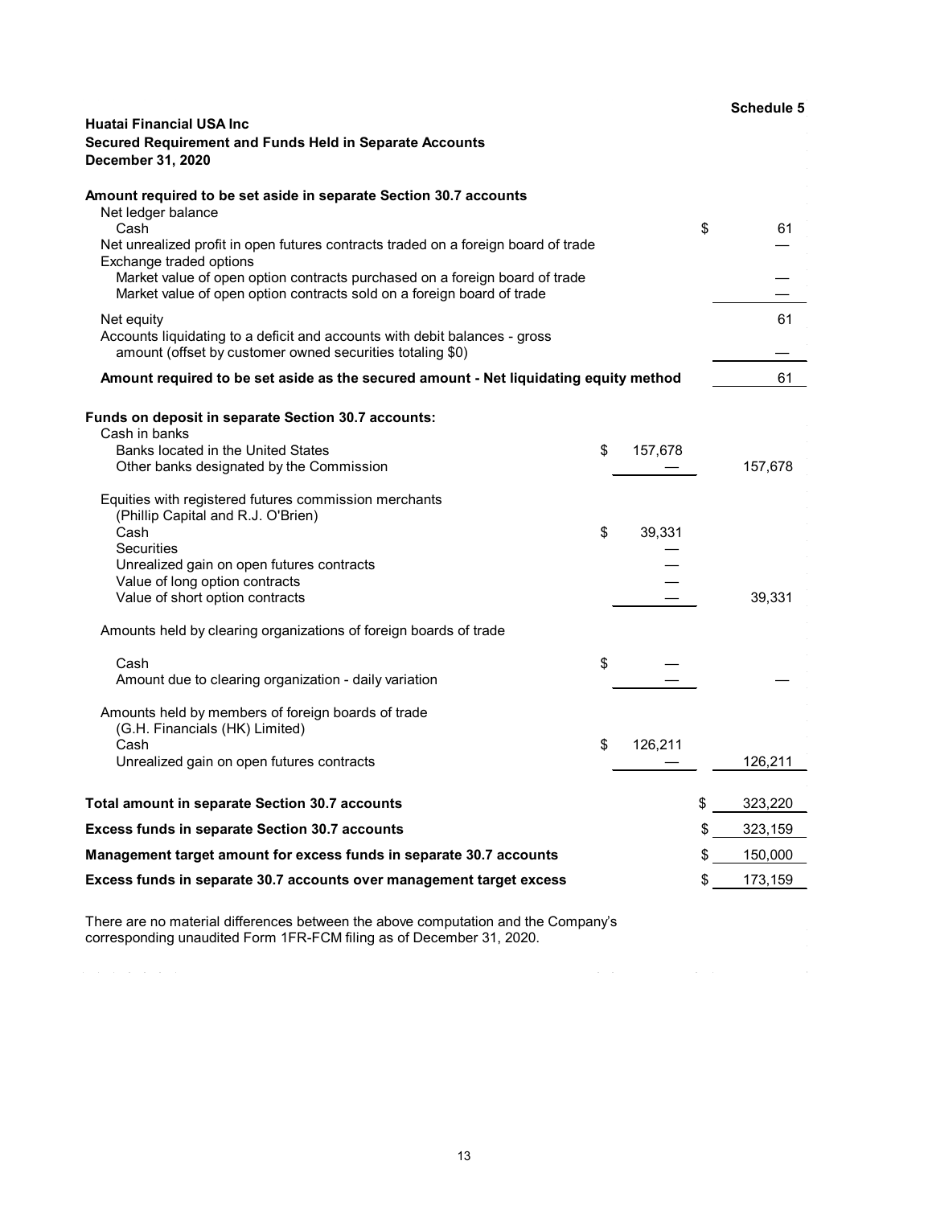**Schedule 5**

**Huatai Financial USA Inc**
**Secured Requirement and Funds Held in Separate Accounts**
**December 31, 2020**

| | | |
|---|---|---|
| **Amount required to be set aside in separate Section 30.7 accounts** | | |
| Net ledger balance | | |
| Cash | | $ 61 |
| Net unrealized profit in open futures contracts traded on a foreign board of trade | | — |
| Exchange traded options | | |
| Market value of open option contracts purchased on a foreign board of trade | | — |
| Market value of open option contracts sold on a foreign board of trade | | — |
| Net equity | | 61 |
| Accounts liquidating to a deficit and accounts with debit balances - gross amount (offset by customer owned securities totaling $0) | | — |
| **Amount required to be set aside as the secured amount - Net liquidating equity method** | | 61 |
| **Funds on deposit in separate Section 30.7 accounts:** | | |
| Cash in banks | | |
| Banks located in the United States | $ 157,678 | |
| Other banks designated by the Commission | — | 157,678 |
| Equities with registered futures commission merchants (Phillip Capital and R.J. O'Brien) | | |
| Cash | $ 39,331 | |
| Securities | — | |
| Unrealized gain on open futures contracts | — | |
| Value of long option contracts | — | |
| Value of short option contracts | — | 39,331 |
| Amounts held by clearing organizations of foreign boards of trade | | |
| Cash | $ — | |
| Amount due to clearing organization - daily variation | — | — |
| Amounts held by members of foreign boards of trade (G.H. Financials (HK) Limited) | | |
| Cash | $ 126,211 | |
| Unrealized gain on open futures contracts | — | 126,211 |
| **Total amount in separate Section 30.7 accounts** | | $ 323,220 |
| **Excess funds in separate Section 30.7 accounts** | | $ 323,159 |
| **Management target amount for excess funds in separate 30.7 accounts** | | $ 150,000 |
| **Excess funds in separate 30.7 accounts over management target excess** | | $ 173,159 |

There are no material differences between the above computation and the Company's corresponding unaudited Form 1FR-FCM filing as of December 31, 2020.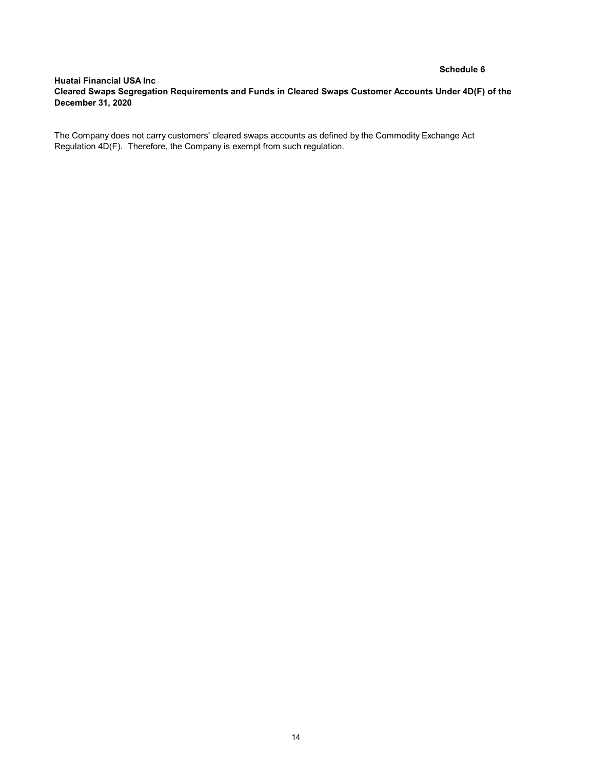**Schedule 6**

**Huatai Financial USA Inc**
**Cleared Swaps Segregation Requirements and Funds in Cleared Swaps Customer Accounts Under 4D(F) of the**
**December 31, 2020**

The Company does not carry customers' cleared swaps accounts as defined by the Commodity Exchange Act Regulation 4D(F). Therefore, the Company is exempt from such regulation.